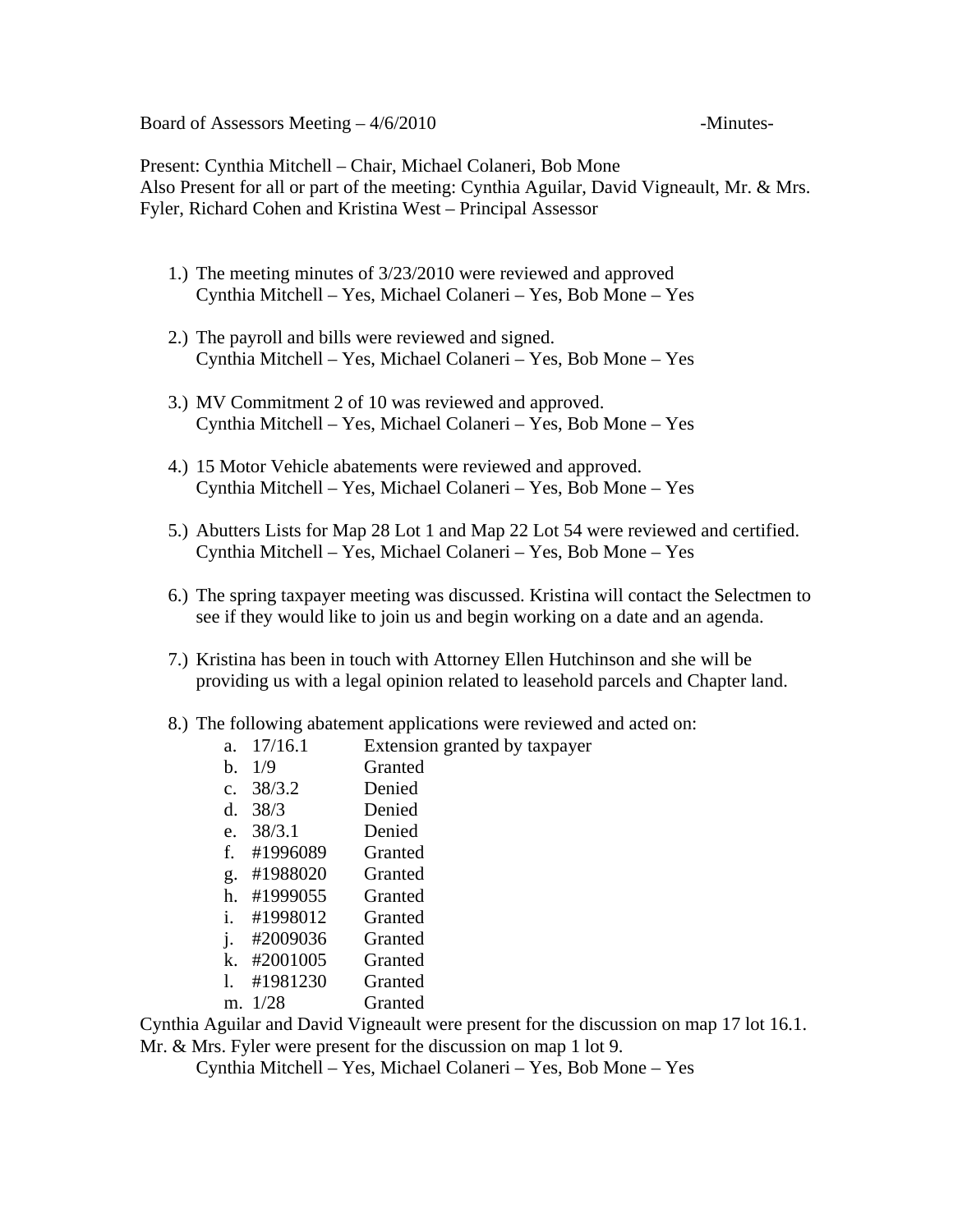Board of Assessors Meeting – 4/6/2010 -Minutes-

Present: Cynthia Mitchell – Chair, Michael Colaneri, Bob Mone
Also Present for all or part of the meeting: Cynthia Aguilar, David Vigneault, Mr. & Mrs. Fyler, Richard Cohen and Kristina West – Principal Assessor

1.) The meeting minutes of 3/23/2010 were reviewed and approved
Cynthia Mitchell – Yes, Michael Colaneri – Yes, Bob Mone – Yes

2.) The payroll and bills were reviewed and signed.
Cynthia Mitchell – Yes, Michael Colaneri – Yes, Bob Mone – Yes

3.) MV Commitment 2 of 10 was reviewed and approved.
Cynthia Mitchell – Yes, Michael Colaneri – Yes, Bob Mone – Yes

4.) 15 Motor Vehicle abatements were reviewed and approved.
Cynthia Mitchell – Yes, Michael Colaneri – Yes, Bob Mone – Yes

5.) Abutters Lists for Map 28 Lot 1 and Map 22 Lot 54 were reviewed and certified.
Cynthia Mitchell – Yes, Michael Colaneri – Yes, Bob Mone – Yes

6.) The spring taxpayer meeting was discussed. Kristina will contact the Selectmen to see if they would like to join us and begin working on a date and an agenda.

7.) Kristina has been in touch with Attorney Ellen Hutchinson and she will be providing us with a legal opinion related to leasehold parcels and Chapter land.

8.) The following abatement applications were reviewed and acted on:
   a. 17/16.1 Extension granted by taxpayer
   b. 1/9 Granted
   c. 38/3.2 Denied
   d. 38/3 Denied
   e. 38/3.1 Denied
   f. #1996089 Granted
   g. #1988020 Granted
   h. #1999055 Granted
   i. #1998012 Granted
   j. #2009036 Granted
   k. #2001005 Granted
   l. #1981230 Granted
   m. 1/28 Granted

Cynthia Aguilar and David Vigneault were present for the discussion on map 17 lot 16.1.
Mr. & Mrs. Fyler were present for the discussion on map 1 lot 9.
Cynthia Mitchell – Yes, Michael Colaneri – Yes, Bob Mone – Yes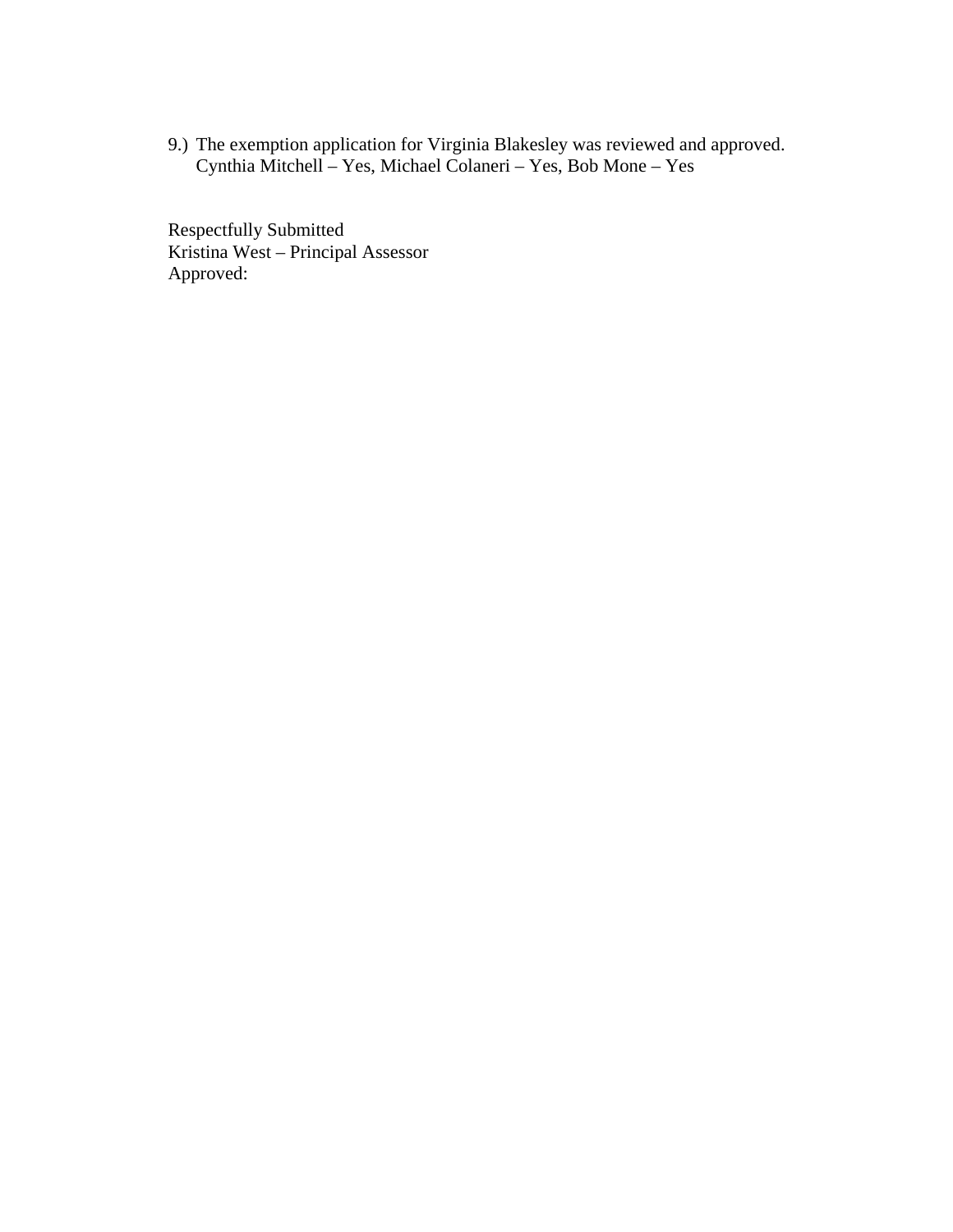9.) The exemption application for Virginia Blakesley was reviewed and approved.
Cynthia Mitchell – Yes, Michael Colaneri – Yes, Bob Mone – Yes

Respectfully Submitted
Kristina West – Principal Assessor
Approved: